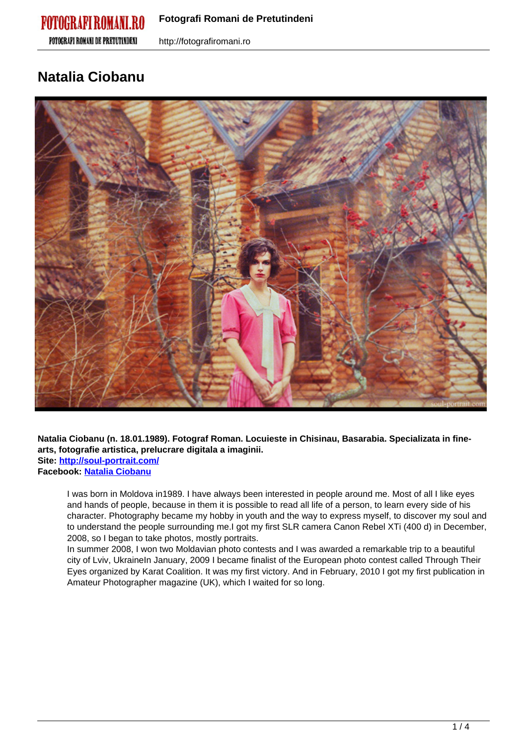# Natalia Ciobanu

**Natalia Ciobanu (n. 18.01.1989). Fotograf Roman. Locuieste in Chisinau, Basarabia. Specializata in fine-arts, fotografie artistica, prelucrare digitala a imaginii.**
**Site: [http://soul-portrait.com/](http://soul-portrait.com/)**
**Facebook: Natalia Ciobanu**

I was born in Moldova in1989. I have always been interested in people around me. Most of all I like eyes and hands of people, because in them it is possible to read all life of a person, to learn every side of his character. Photography became my hobby in youth and the way to express myself, to discover my soul and to understand the people surrounding me.I got my first SLR camera Canon Rebel XTi (400 d) in December, 2008, so I began to take photos, mostly portraits.
In summer 2008, I won two Moldavian photo contests and I was awarded a remarkable trip to a beautiful city of Lviv, UkraineIn January, 2009 I became finalist of the European photo contest called Through Their Eyes organized by Karat Coalition. It was my first victory. And in February, 2010 I got my first publication in Amateur Photographer magazine (UK), which I waited for so long.